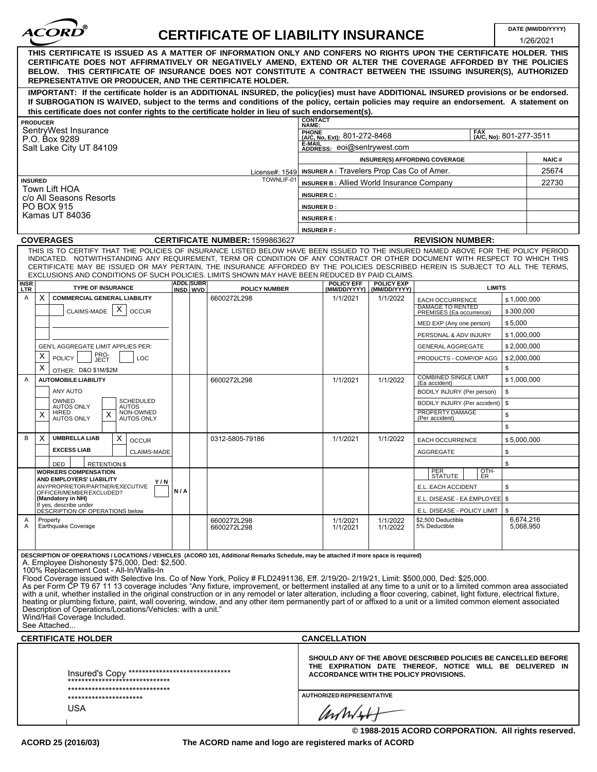# ACORD® CERTIFICATE OF LIABILITY INSURANCE

**DATE (MM/DD/YYYY):** 1/26/2021

**THIS CERTIFICATE IS ISSUED AS A MATTER OF INFORMATION ONLY AND CONFERS NO RIGHTS UPON THE CERTIFICATE HOLDER. THIS CERTIFICATE DOES NOT AFFIRMATIVELY OR NEGATIVELY AMEND, EXTEND OR ALTER THE COVERAGE AFFORDED BY THE POLICIES BELOW. THIS CERTIFICATE OF INSURANCE DOES NOT CONSTITUTE A CONTRACT BETWEEN THE ISSUING INSURER(S), AUTHORIZED REPRESENTATIVE OR PRODUCER, AND THE CERTIFICATE HOLDER.**

**IMPORTANT: If the certificate holder is an ADDITIONAL INSURED, the policy(ies) must have ADDITIONAL INSURED provisions or be endorsed. If SUBROGATION IS WAIVED, subject to the terms and conditions of the policy, certain policies may require an endorsement. A statement on this certificate does not confer rights to the certificate holder in lieu of such endorsement(s).**

**PRODUCER**
SentryWest Insurance
P.O. Box 9289
Salt Lake City UT 84109
License#: 1549

**CONTACT NAME:**
**PHONE (A/C, No, Ext):** 801-272-8468
**FAX (A/C, No):** 801-277-3511
**E-MAIL ADDRESS:** eoi@sentrywest.com

| INSURER(S) AFFORDING COVERAGE | NAIC # |
|---|---|
| INSURER A : Travelers Prop Cas Co of Amer. | 25674 |
| INSURER B : Allied World Insurance Company | 22730 |
| INSURER C : | |
| INSURER D : | |
| INSURER E : | |
| INSURER F : | |

**INSURED** TOWNLIF-01
Town Lift HOA
c/o All Seasons Resorts
PO BOX 915
Kamas UT 84036

**COVERAGES** **CERTIFICATE NUMBER:** 1599863627 **REVISION NUMBER:**

THIS IS TO CERTIFY THAT THE POLICIES OF INSURANCE LISTED BELOW HAVE BEEN ISSUED TO THE INSURED NAMED ABOVE FOR THE POLICY PERIOD INDICATED. NOTWITHSTANDING ANY REQUIREMENT, TERM OR CONDITION OF ANY CONTRACT OR OTHER DOCUMENT WITH RESPECT TO WHICH THIS CERTIFICATE MAY BE ISSUED OR MAY PERTAIN, THE INSURANCE AFFORDED BY THE POLICIES DESCRIBED HEREIN IS SUBJECT TO ALL THE TERMS, EXCLUSIONS AND CONDITIONS OF SUCH POLICIES. LIMITS SHOWN MAY HAVE BEEN REDUCED BY PAID CLAIMS.

| INSR LTR | TYPE OF INSURANCE | ADDL INSD | SUBR WVD | POLICY NUMBER | POLICY EFF (MM/DD/YYYY) | POLICY EXP (MM/DD/YYYY) | LIMITS | |
|---|---|---|---|---|---|---|---|---|
| A | X COMMERCIAL GENERAL LIABILITY | | | 6600272L298 | 1/1/2021 | 1/1/2022 | EACH OCCURRENCE | $1,000,000 |
| | CLAIMS-MADE [X] OCCUR | | | | | | DAMAGE TO RENTED PREMISES (Ea occurrence) | $300,000 |
| | | | | | | | MED EXP (Any one person) | $5,000 |
| | | | | | | | PERSONAL & ADV INJURY | $1,000,000 |
| | GEN'L AGGREGATE LIMIT APPLIES PER: | | | | | | GENERAL AGGREGATE | $2,000,000 |
| | X POLICY PRO-JECT LOC | | | | | | PRODUCTS - COMP/OP AGG | $2,000,000 |
| | X OTHER: D&O $1M/$2M | | | | | | | $ |
| A | AUTOMOBILE LIABILITY | | | 6600272L298 | 1/1/2021 | 1/1/2022 | COMBINED SINGLE LIMIT (Ea accident) | $1,000,000 |
| | ANY AUTO | | | | | | BODILY INJURY (Per person) | $ |
| | OWNED AUTOS ONLY / SCHEDULED AUTOS | | | | | | BODILY INJURY (Per accident) | $ |
| | X HIRED AUTOS ONLY / X NON-OWNED AUTOS ONLY | | | | | | PROPERTY DAMAGE (Per accident) | $ |
| | | | | | | | | $ |
| B | X UMBRELLA LIAB X OCCUR | | | 0312-5805-79186 | 1/1/2021 | 1/1/2022 | EACH OCCURRENCE | $5,000,000 |
| | EXCESS LIAB CLAIMS-MADE | | | | | | AGGREGATE | $ |
| | DED RETENTION $ | | | | | | | $ |
| | WORKERS COMPENSATION AND EMPLOYERS' LIABILITY Y/N | | | | | | PER STATUTE / OTH-ER | |
| | ANYPROPRIETOR/PARTNER/EXECUTIVE OFFICER/MEMBEREXCLUDED? (Mandatory in NH) | N/A | | | | | E.L. EACH ACCIDENT | $ |
| | If yes, describe under DESCRIPTION OF OPERATIONS below | | | | | | E.L. DISEASE - EA EMPLOYEE | $ |
| | | | | | | | E.L. DISEASE - POLICY LIMIT | $ |
| A | Property | | | 6600272L298 | 1/1/2021 | 1/1/2022 | $2,500 Deductible | 6,674,216 |
| A | Earthquake Coverage | | | 6600272L298 | 1/1/2021 | 1/1/2022 | 5% Deductible | 5,068,950 |

**DESCRIPTION OF OPERATIONS / LOCATIONS / VEHICLES** (ACORD 101, Additional Remarks Schedule, may be attached if more space is required)

A. Employee Dishonesty $75,000, Ded: $2,500.
100% Replacement Cost - All-In/Walls-In
Flood Coverage issued with Selective Ins. Co of New York, Policy # FLD2491136, Eff. 2/19/20- 2/19/21, Limit: $500,000, Ded: $25,000.
As per Form CP T9 67 11 13 coverage includes "Any fixture, improvement, or betterment installed at any time to a unit or to a limited common area associated with a unit, whether installed in the original construction or in any remodel or later alteration, including a floor covering, cabinet, light fixture, electrical fixture, heating or plumbing fixture, paint, wall covering, window, and any other item permanently part of or affixed to a unit or a limited common element associated Description of Operations/Locations/Vehicles: with a unit."
Wind/Hail Coverage Included.
See Attached...

**CERTIFICATE HOLDER**

Insured's Copy ******************************
******************************
******************************
**********************
USA

**CANCELLATION**

**SHOULD ANY OF THE ABOVE DESCRIBED POLICIES BE CANCELLED BEFORE THE EXPIRATION DATE THEREOF, NOTICE WILL BE DELIVERED IN ACCORDANCE WITH THE POLICY PROVISIONS.**

**AUTHORIZED REPRESENTATIVE**

© 1988-2015 ACORD CORPORATION. All rights reserved.

ACORD 25 (2016/03) The ACORD name and logo are registered marks of ACORD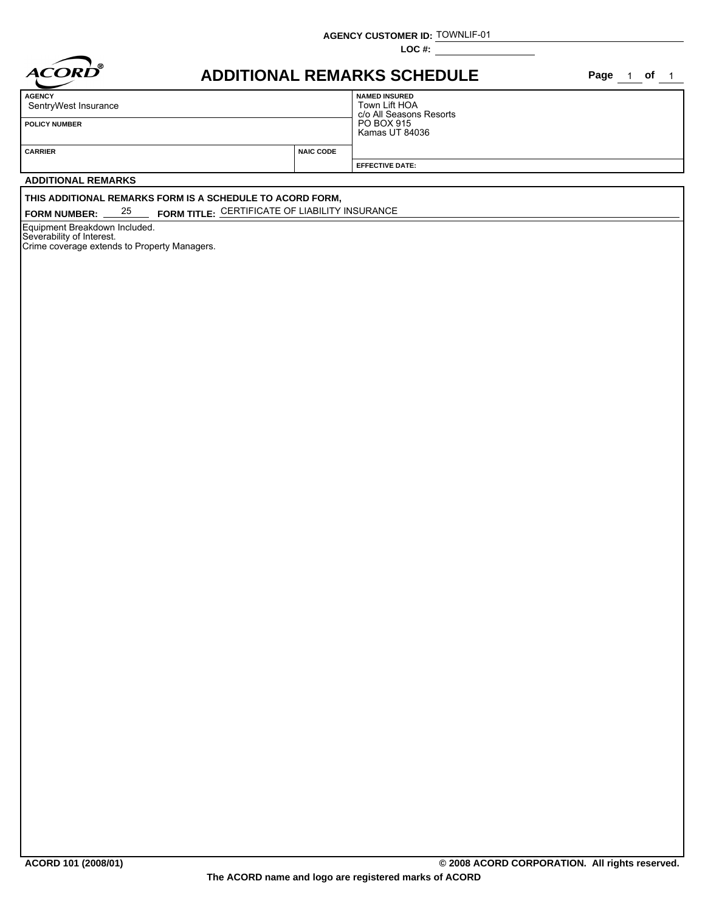AGENCY CUSTOMER ID: TOWNLIF-01

LOC #:

# ADDITIONAL REMARKS SCHEDULE

| | |
|---|---|
| AGENCY<br>SentryWest Insurance | NAMED INSURED<br>Town Lift HOA<br>c/o All Seasons Resorts<br>PO BOX 915<br>Kamas UT 84036 |
| POLICY NUMBER | |
| CARRIER / NAIC CODE | EFFECTIVE DATE: |

## ADDITIONAL REMARKS

**THIS ADDITIONAL REMARKS FORM IS A SCHEDULE TO ACORD FORM,**

**FORM NUMBER:** 25 **FORM TITLE:** CERTIFICATE OF LIABILITY INSURANCE

Equipment Breakdown Included.
Severability of Interest.
Crime coverage extends to Property Managers.

ACORD 101 (2008/01) © 2008 ACORD CORPORATION. All rights reserved.

The ACORD name and logo are registered marks of ACORD